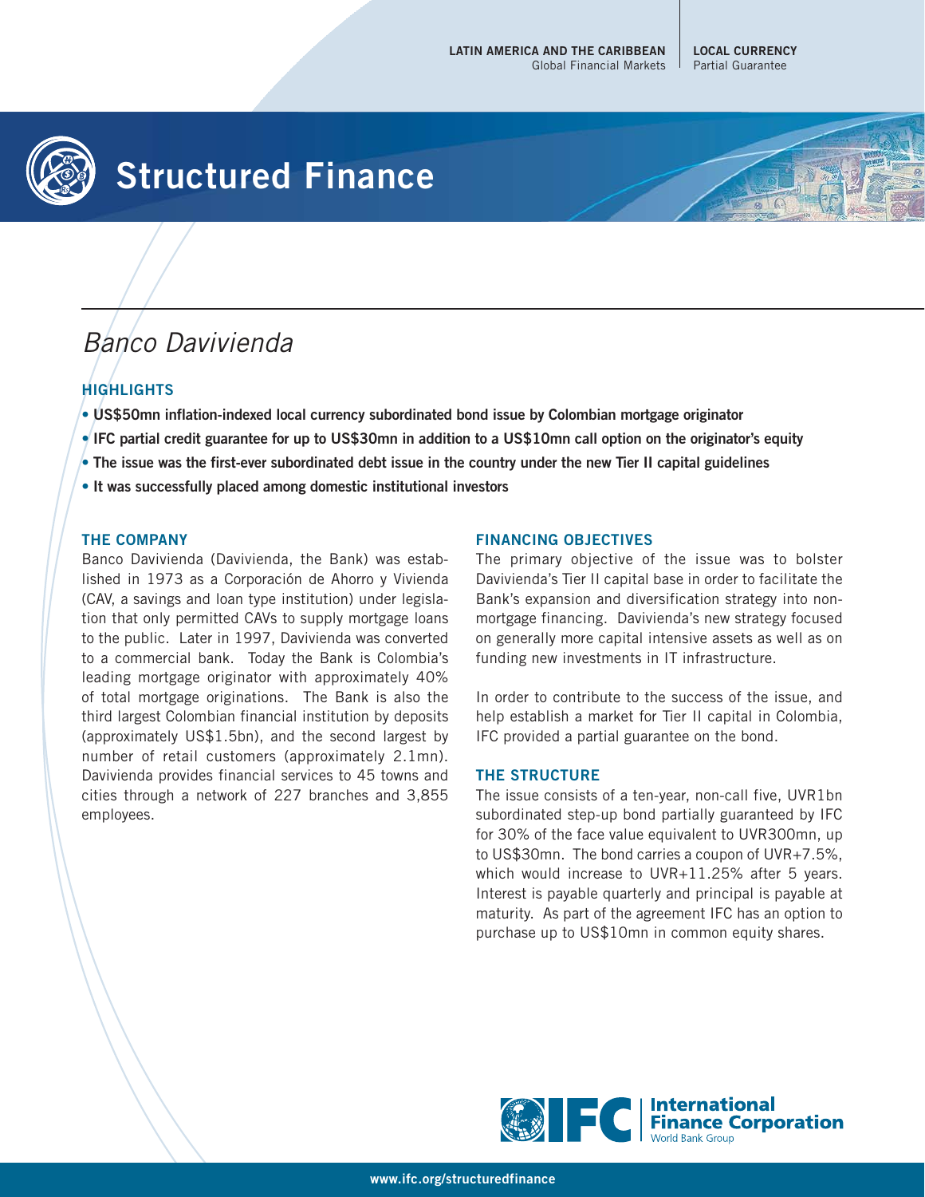LATIN AMERICA AND THE CARIBBEAN
Global Financial Markets

LOCAL CURRENCY
Partial Guarantee

# Structured Finance

## *Banco Davivienda*

### HIGHLIGHTS

- **US$50mn inflation-indexed local currency subordinated bond issue by Colombian mortgage originator**
- **IFC partial credit guarantee for up to US$30mn in addition to a US$10mn call option on the originator's equity**
- **The issue was the first-ever subordinated debt issue in the country under the new Tier II capital guidelines**
- **It was successfully placed among domestic institutional investors**

### THE COMPANY

Banco Davivienda (Davivienda, the Bank) was established in 1973 as a Corporación de Ahorro y Vivienda (CAV, a savings and loan type institution) under legislation that only permitted CAVs to supply mortgage loans to the public. Later in 1997, Davivienda was converted to a commercial bank. Today the Bank is Colombia's leading mortgage originator with approximately 40% of total mortgage originations. The Bank is also the third largest Colombian financial institution by deposits (approximately US$1.5bn), and the second largest by number of retail customers (approximately 2.1mn). Davivienda provides financial services to 45 towns and cities through a network of 227 branches and 3,855 employees.

### FINANCING OBJECTIVES

The primary objective of the issue was to bolster Davivienda's Tier II capital base in order to facilitate the Bank's expansion and diversification strategy into non-mortgage financing. Davivienda's new strategy focused on generally more capital intensive assets as well as on funding new investments in IT infrastructure.

In order to contribute to the success of the issue, and help establish a market for Tier II capital in Colombia, IFC provided a partial guarantee on the bond.

### THE STRUCTURE

The issue consists of a ten-year, non-call five, UVR1bn subordinated step-up bond partially guaranteed by IFC for 30% of the face value equivalent to UVR300mn, up to US$30mn. The bond carries a coupon of UVR+7.5%, which would increase to UVR+11.25% after 5 years. Interest is payable quarterly and principal is payable at maturity. As part of the agreement IFC has an option to purchase up to US$10mn in common equity shares.

IFC International Finance Corporation World Bank Group

www.ifc.org/structuredfinance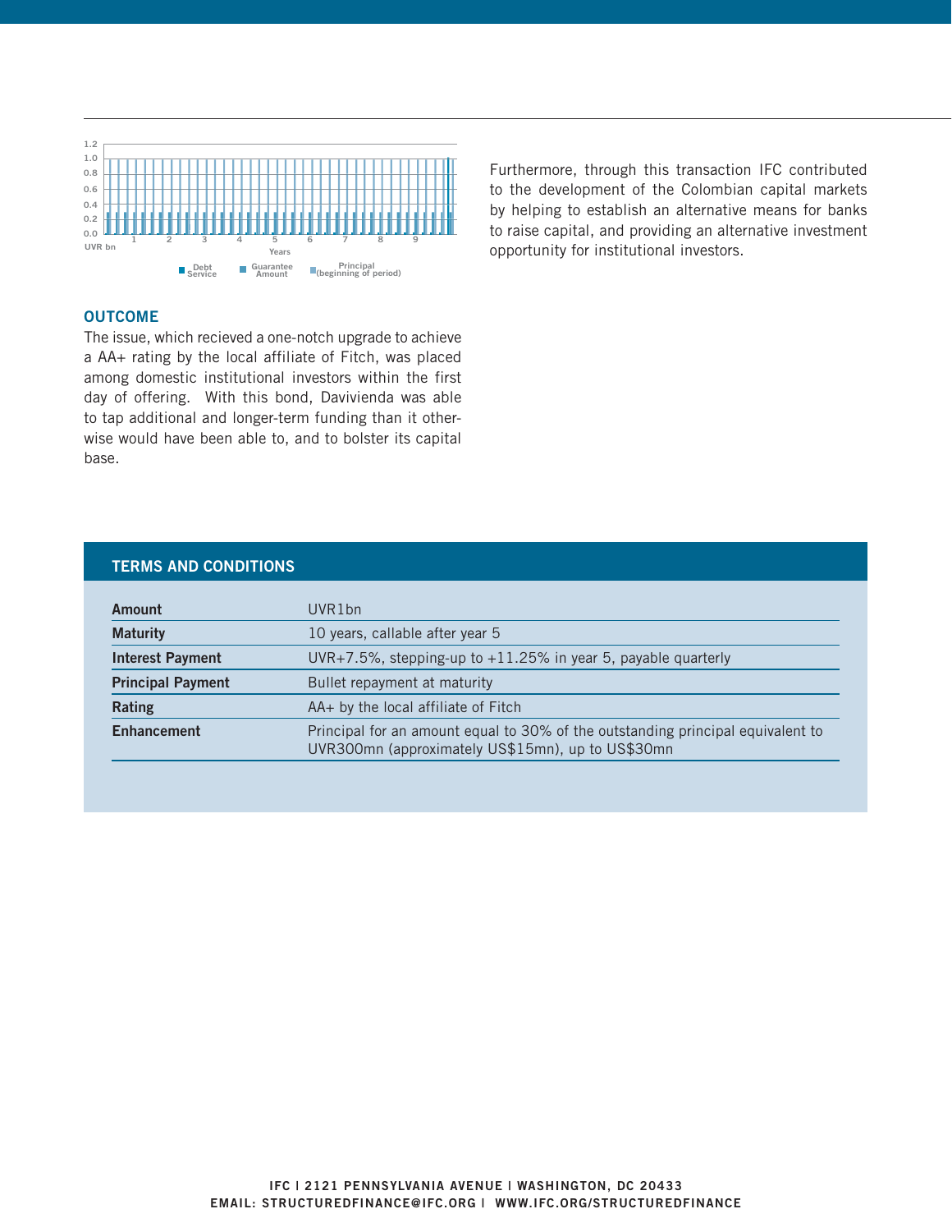1.2
1.0
0.8
0.6
0.4
0.2
0.0
UVR bn
1 2 3 4 5 6 7 8 9
Years
Debt Service
Guarantee Amount
Principal (beginning of period)

## OUTCOME

The issue, which recieved a one-notch upgrade to achieve a AA+ rating by the local affiliate of Fitch, was placed among domestic institutional investors within the first day of offering. With this bond, Davivienda was able to tap additional and longer-term funding than it otherwise would have been able to, and to bolster its capital base.

Furthermore, through this transaction IFC contributed to the development of the Colombian capital markets by helping to establish an alternative means for banks to raise capital, and providing an alternative investment opportunity for institutional investors.

## TERMS AND CONDITIONS

| | |
|---|---|
| **Amount** | UVR1bn |
| **Maturity** | 10 years, callable after year 5 |
| **Interest Payment** | UVR+7.5%, stepping-up to +11.25% in year 5, payable quarterly |
| **Principal Payment** | Bullet repayment at maturity |
| **Rating** | AA+ by the local affiliate of Fitch |
| **Enhancement** | Principal for an amount equal to 30% of the outstanding principal equivalent to UVR300mn (approximately US$15mn), up to US$30mn |

IFC | 2121 PENNSYLVANIA AVENUE | WASHINGTON, DC 20433
EMAIL: STRUCTUREDFINANCE@IFC.ORG | WWW.IFC.ORG/STRUCTUREDFINANCE